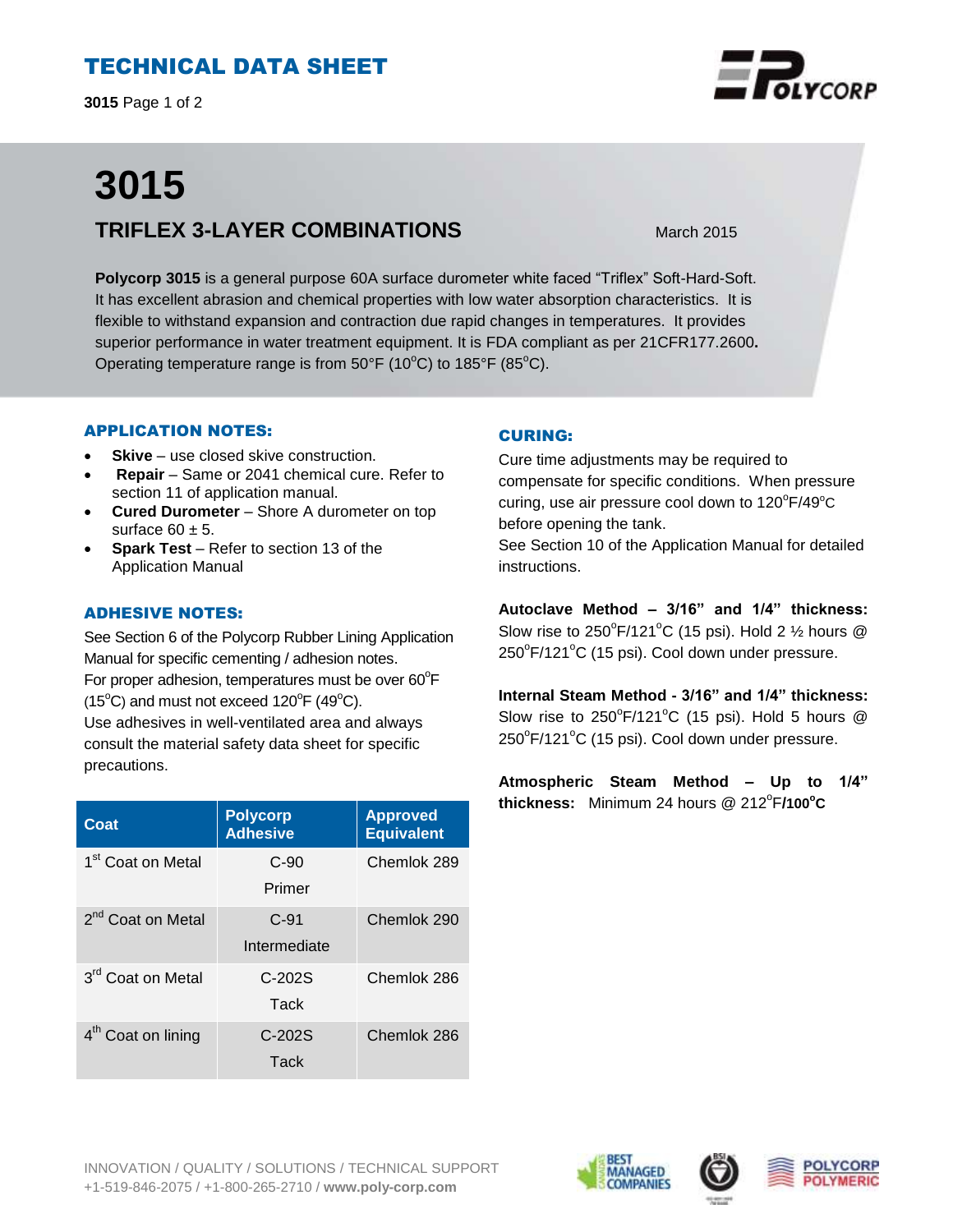# TECHNICAL DATA SHEET

# 3015

## TRIFLEX 3-LAYER COMBINATIONS

March 2015

**Polycorp 3015** is a general purpose 60A surface durometer white faced "Triflex" Soft-Hard-Soft. It has excellent abrasion and chemical properties with low water absorption characteristics. It is flexible to withstand expansion and contraction due rapid changes in temperatures. It provides superior performance in water treatment equipment. It is FDA compliant as per 21CFR177.2600**.** Operating temperature range is from 50°F (10°C) to 185°F (85°C).

### APPLICATION NOTES:

- **Skive** – use closed skive construction.
- **Repair** – Same or 2041 chemical cure. Refer to section 11 of application manual.
- **Cured Durometer** – Shore A durometer on top surface 60 ± 5.
- **Spark Test** – Refer to section 13 of the Application Manual

### ADHESIVE NOTES:

See Section 6 of the Polycorp Rubber Lining Application Manual for specific cementing / adhesion notes.
For proper adhesion, temperatures must be over 60°F (15°C) and must not exceed 120°F (49°C).
Use adhesives in well-ventilated area and always consult the material safety data sheet for specific precautions.

| Coat | Polycorp Adhesive | Approved Equivalent |
| --- | --- | --- |
| 1st Coat on Metal | C-90 Primer | Chemlok 289 |
| 2nd Coat on Metal | C-91 Intermediate | Chemlok 290 |
| 3rd Coat on Metal | C-202S Tack | Chemlok 286 |
| 4th Coat on lining | C-202S Tack | Chemlok 286 |

### CURING:

Cure time adjustments may be required to compensate for specific conditions. When pressure curing, use air pressure cool down to 120°F/49°C before opening the tank.
See Section 10 of the Application Manual for detailed instructions.

**Autoclave Method – 3/16" and 1/4" thickness:** Slow rise to 250°F/121°C (15 psi). Hold 2 ½ hours @ 250°F/121°C (15 psi). Cool down under pressure.

**Internal Steam Method - 3/16" and 1/4" thickness:** Slow rise to 250°F/121°C (15 psi). Hold 5 hours @ 250°F/121°C (15 psi). Cool down under pressure.

**Atmospheric Steam Method – Up to 1/4" thickness:** Minimum 24 hours @ 212°F**/100°C**

INNOVATION / QUALITY / SOLUTIONS / TECHNICAL SUPPORT
+1-519-846-2075 / +1-800-265-2710 / **www.poly-corp.com**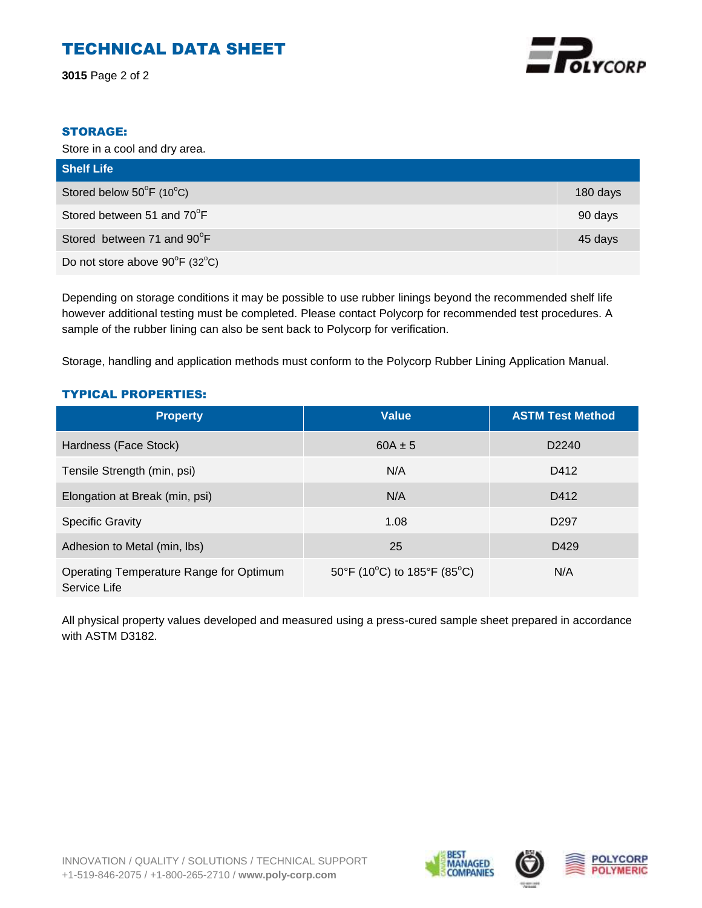## STORAGE:

Store in a cool and dry area.

| Shelf Life | |
|---|---|
| Stored below 50°F (10°C) | 180 days |
| Stored between 51 and 70°F | 90 days |
| Stored between 71 and 90°F | 45 days |
| Do not store above 90°F (32°C) | |

Depending on storage conditions it may be possible to use rubber linings beyond the recommended shelf life however additional testing must be completed. Please contact Polycorp for recommended test procedures. A sample of the rubber lining can also be sent back to Polycorp for verification.

Storage, handling and application methods must conform to the Polycorp Rubber Lining Application Manual.

## TYPICAL PROPERTIES:

| Property | Value | ASTM Test Method |
|---|---|---|
| Hardness (Face Stock) | 60A ± 5 | D2240 |
| Tensile Strength (min, psi) | N/A | D412 |
| Elongation at Break (min, psi) | N/A | D412 |
| Specific Gravity | 1.08 | D297 |
| Adhesion to Metal (min, lbs) | 25 | D429 |
| Operating Temperature Range for Optimum Service Life | 50°F (10°C) to 185°F (85°C) | N/A |

All physical property values developed and measured using a press-cured sample sheet prepared in accordance with ASTM D3182.

INNOVATION / QUALITY / SOLUTIONS / TECHNICAL SUPPORT
+1-519-846-2075 / +1-800-265-2710 / **www.poly-corp.com**